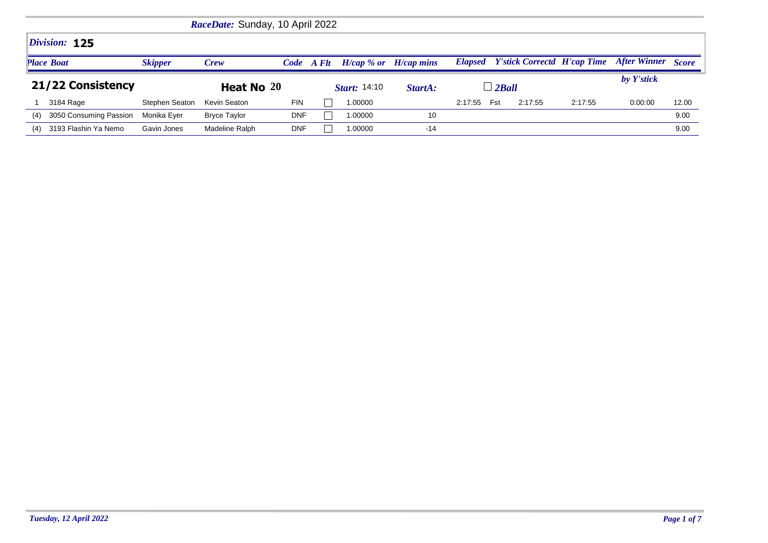*RaceDate:* Sunday, 10 April 2022

## *Division:* 125

### 21/22 Consistency

**Heat No** 20 | *Start:* 14:10 | *StartA:* | ☐ *2Ball*

| Place | Boat | Skipper | Crew | Code | A Flt | H/cap % or | H/cap mins | Elapsed | | Y'stick Correctd | H'cap Time | After Winner by Y'stick | Score |
|---|---|---|---|---|---|---|---|---|---|---|---|---|---|
| 1 | 3184 Rage | Stephen Seaton | Kevin Seaton | FIN | ☐ | 1.00000 | | 2:17:55 | Fst | 2:17:55 | 2:17:55 | 0:00:00 | 12.00 |
| (4) | 3050 Consuming Passion | Monika Eyer | Bryce Taylor | DNF | ☐ | 1.00000 | 10 | | | | | | 9.00 |
| (4) | 3193 Flashin Ya Nemo | Gavin Jones | Madeline Ralph | DNF | ☐ | 1.00000 | -14 | | | | | | 9.00 |

*Tuesday, 12 April 2022*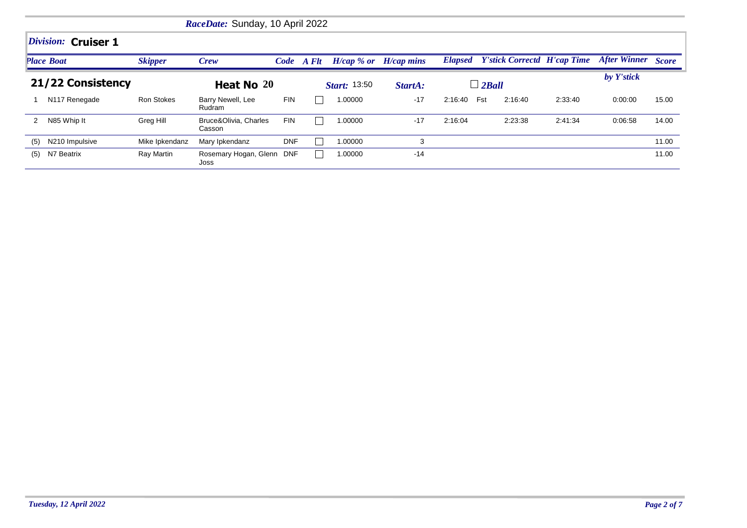*RaceDate:* Sunday, 10 April 2022

## *Division:* **Cruiser 1**

### 21/22 Consistency — Heat No 20 — *Start:* 13:50 — *StartA:* — ☐ *2Ball*

| Place | Boat | Skipper | Crew | Code | A Flt | H/cap % or | H/cap mins | Elapsed | | Y'stick Correctd | H'cap Time | After Winner by Y'stick | Score |
|---|---|---|---|---|---|---|---|---|---|---|---|---|---|
| 1 | N117 Renegade | Ron Stokes | Barry Newell, Lee Rudram | FIN | ☐ | 1.00000 | -17 | 2:16:40 | Fst | 2:16:40 | 2:33:40 | 0:00:00 | 15.00 |
| 2 | N85 Whip It | Greg Hill | Bruce&Olivia, Charles Casson | FIN | ☐ | 1.00000 | -17 | 2:16:04 | | 2:23:38 | 2:41:34 | 0:06:58 | 14.00 |
| (5) | N210 Impulsive | Mike Ipkendanz | Mary Ipkendanz | DNF | ☐ | 1.00000 | 3 | | | | | | 11.00 |
| (5) | N7 Beatrix | Ray Martin | Rosemary Hogan, Glenn Joss | DNF | ☐ | 1.00000 | -14 | | | | | | 11.00 |

*Tuesday, 12 April 2022*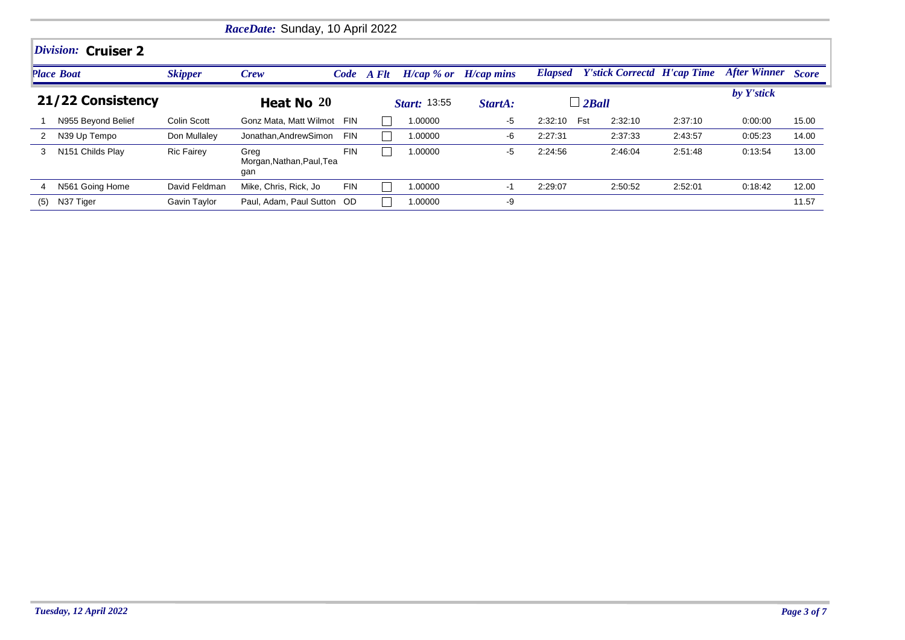**RaceDate:** Sunday, 10 April 2022

## Division: Cruiser 2

### 21/22 Consistency — Heat No 20 — Start: 13:55 — StartA: — 2Ball

| Place | Boat | Skipper | Crew | Code | A Flt | H/cap % or | H/cap mins | Elapsed | | Y'stick Correctd | H'cap Time | After Winner by Y'stick | Score |
|---|---|---|---|---|---|---|---|---|---|---|---|---|---|
| 1 | N955 Beyond Belief | Colin Scott | Gonz Mata, Matt Wilmot | FIN | | 1.00000 | -5 | 2:32:10 | Fst | 2:32:10 | 2:37:10 | 0:00:00 | 15.00 |
| 2 | N39 Up Tempo | Don Mullaley | Jonathan,AndrewSimon | FIN | | 1.00000 | -6 | 2:27:31 | | 2:37:33 | 2:43:57 | 0:05:23 | 14.00 |
| 3 | N151 Childs Play | Ric Fairey | Greg Morgan,Nathan,Paul,Teagan | FIN | | 1.00000 | -5 | 2:24:56 | | 2:46:04 | 2:51:48 | 0:13:54 | 13.00 |
| 4 | N561 Going Home | David Feldman | Mike, Chris, Rick, Jo | FIN | | 1.00000 | -1 | 2:29:07 | | 2:50:52 | 2:52:01 | 0:18:42 | 12.00 |
| (5) | N37 Tiger | Gavin Taylor | Paul, Adam, Paul Sutton | OD | | 1.00000 | -9 | | | | | | 11.57 |

*Tuesday, 12 April 2022*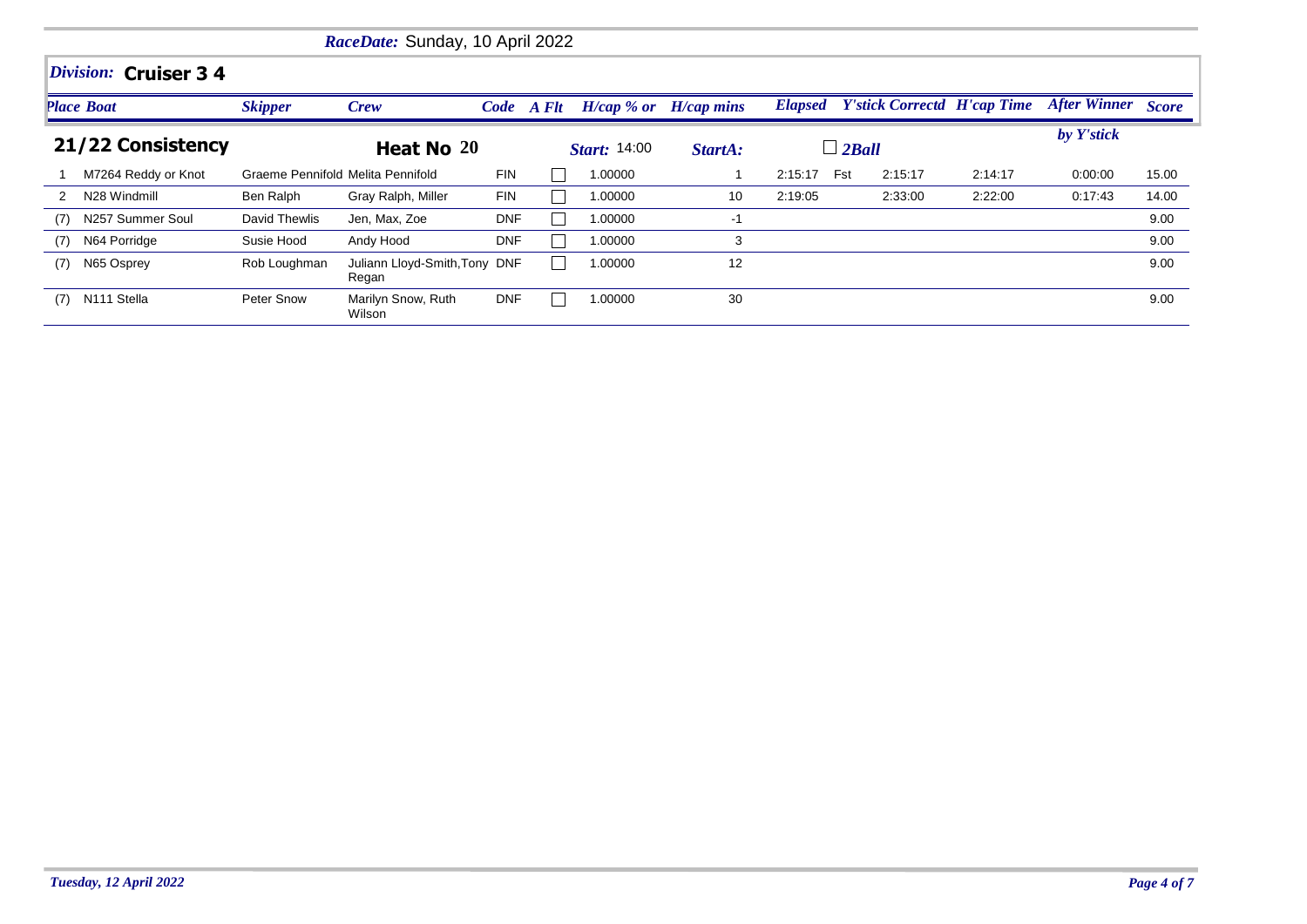*RaceDate:* Sunday, 10 April 2022

*Division:* **Cruiser 3 4**

## 21/22 Consistency

**Heat No 20** — *Start:* 14:00 — *StartA:* — ☐ *2Ball*

| Place | Boat | Skipper | Crew | Code | A Flt | H/cap % or | H/cap mins | Elapsed | | Y'stick Correctd | H'cap Time | After Winner by Y'stick | Score |
|---|---|---|---|---|---|---|---|---|---|---|---|---|---|
| 1 | M7264 Reddy or Knot | Graeme Pennifold | Melita Pennifold | FIN | ☐ | 1.00000 | 1 | 2:15:17 | Fst | 2:15:17 | 2:14:17 | 0:00:00 | 15.00 |
| 2 | N28 Windmill | Ben Ralph | Gray Ralph, Miller | FIN | ☐ | 1.00000 | 10 | 2:19:05 | | 2:33:00 | 2:22:00 | 0:17:43 | 14.00 |
| (7) | N257 Summer Soul | David Thewlis | Jen, Max, Zoe | DNF | ☐ | 1.00000 | -1 | | | | | | 9.00 |
| (7) | N64 Porridge | Susie Hood | Andy Hood | DNF | ☐ | 1.00000 | 3 | | | | | | 9.00 |
| (7) | N65 Osprey | Rob Loughman | Juliann Lloyd-Smith,Tony Regan | DNF | ☐ | 1.00000 | 12 | | | | | | 9.00 |
| (7) | N111 Stella | Peter Snow | Marilyn Snow, Ruth Wilson | DNF | ☐ | 1.00000 | 30 | | | | | | 9.00 |

*Tuesday, 12 April 2022*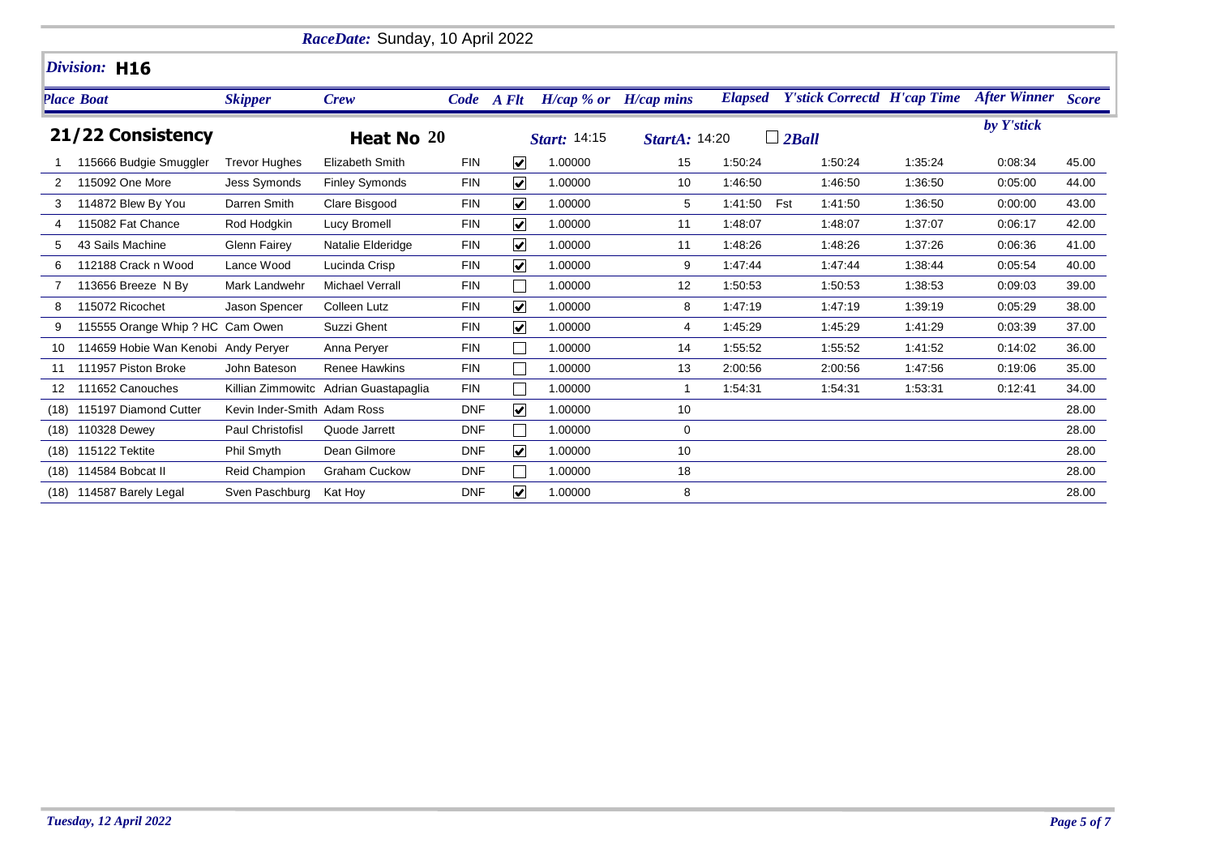**RaceDate:** Sunday, 10 April 2022

## Division: H16

## 21/22 Consistency — Heat No 20

*Start:* 14:15 *StartA:* 14:20 ☐ *2Ball*

| Place | Boat | Skipper | Crew | Code | A Flt | H/cap % or | H/cap mins | Elapsed | | Y'stick Correctd | H'cap Time | After Winner by Y'stick | Score |
|---|---|---|---|---|---|---|---|---|---|---|---|---|---|
| 1 | 115666 Budgie Smuggler | Trevor Hughes | Elizabeth Smith | FIN | ☑ | 1.00000 | 15 | 1:50:24 | | 1:50:24 | 1:35:24 | 0:08:34 | 45.00 |
| 2 | 115092 One More | Jess Symonds | Finley Symonds | FIN | ☑ | 1.00000 | 10 | 1:46:50 | | 1:46:50 | 1:36:50 | 0:05:00 | 44.00 |
| 3 | 114872 Blew By You | Darren Smith | Clare Bisgood | FIN | ☑ | 1.00000 | 5 | 1:41:50 | Fst | 1:41:50 | 1:36:50 | 0:00:00 | 43.00 |
| 4 | 115082 Fat Chance | Rod Hodgkin | Lucy Bromell | FIN | ☑ | 1.00000 | 11 | 1:48:07 | | 1:48:07 | 1:37:07 | 0:06:17 | 42.00 |
| 5 | 43 Sails Machine | Glenn Fairey | Natalie Elderidge | FIN | ☑ | 1.00000 | 11 | 1:48:26 | | 1:48:26 | 1:37:26 | 0:06:36 | 41.00 |
| 6 | 112188 Crack n Wood | Lance Wood | Lucinda Crisp | FIN | ☑ | 1.00000 | 9 | 1:47:44 | | 1:47:44 | 1:38:44 | 0:05:54 | 40.00 |
| 7 | 113656 Breeze N By | Mark Landwehr | Michael Verrall | FIN | ☐ | 1.00000 | 12 | 1:50:53 | | 1:50:53 | 1:38:53 | 0:09:03 | 39.00 |
| 8 | 115072 Ricochet | Jason Spencer | Colleen Lutz | FIN | ☑ | 1.00000 | 8 | 1:47:19 | | 1:47:19 | 1:39:19 | 0:05:29 | 38.00 |
| 9 | 115555 Orange Whip ? HC | Cam Owen | Suzzi Ghent | FIN | ☑ | 1.00000 | 4 | 1:45:29 | | 1:45:29 | 1:41:29 | 0:03:39 | 37.00 |
| 10 | 114659 Hobie Wan Kenobi | Andy Peryer | Anna Peryer | FIN | ☐ | 1.00000 | 14 | 1:55:52 | | 1:55:52 | 1:41:52 | 0:14:02 | 36.00 |
| 11 | 111957 Piston Broke | John Bateson | Renee Hawkins | FIN | ☐ | 1.00000 | 13 | 2:00:56 | | 2:00:56 | 1:47:56 | 0:19:06 | 35.00 |
| 12 | 111652 Canouches | Killian Zimmowitc | Adrian Guastapaglia | FIN | ☐ | 1.00000 | 1 | 1:54:31 | | 1:54:31 | 1:53:31 | 0:12:41 | 34.00 |
| (18) | 115197 Diamond Cutter | Kevin Inder-Smith | Adam Ross | DNF | ☑ | 1.00000 | 10 | | | | | | 28.00 |
| (18) | 110328 Dewey | Paul Christofisl | Quode Jarrett | DNF | ☐ | 1.00000 | 0 | | | | | | 28.00 |
| (18) | 115122 Tektite | Phil Smyth | Dean Gilmore | DNF | ☑ | 1.00000 | 10 | | | | | | 28.00 |
| (18) | 114584 Bobcat II | Reid Champion | Graham Cuckow | DNF | ☐ | 1.00000 | 18 | | | | | | 28.00 |
| (18) | 114587 Barely Legal | Sven Paschburg | Kat Hoy | DNF | ☑ | 1.00000 | 8 | | | | | | 28.00 |

*Tuesday, 12 April 2022*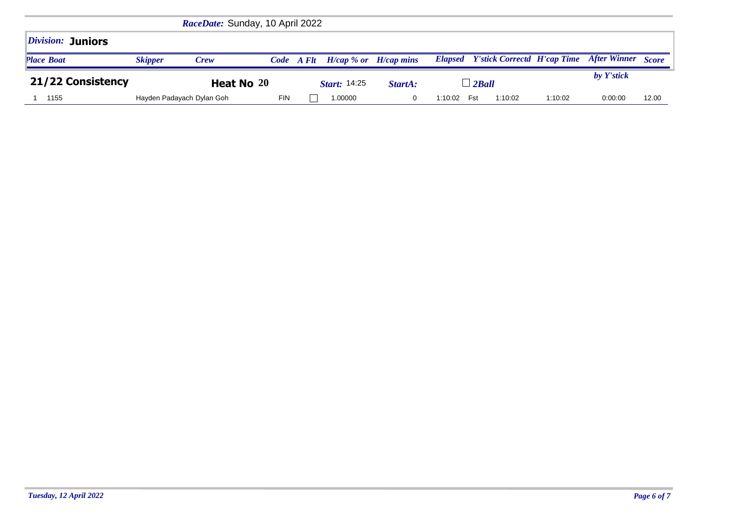*RaceDate:* Sunday, 10 April 2022

## *Division:* **Juniors**

**21/22 Consistency** — **Heat No 20** — *Start:* 14:25 — *StartA:* — ☐ *2Ball*

| *Place* | *Boat* | *Skipper* | *Crew* | *Code* | *A Flt* | *H/cap % or* | *H/cap mins* | *Elapsed* | *Y'stick* | *Correctd* | *H'cap Time* | *After Winner by Y'stick* | *Score* |
|---|---|---|---|---|---|---|---|---|---|---|---|---|---|
| 1 | 1155 | Hayden Padayach | Dylan Goh | FIN | ☐ | 1.00000 | 0 | 1:10:02 | Fst | 1:10:02 | 1:10:02 | 0:00:00 | 12.00 |

*Tuesday, 12 April 2022*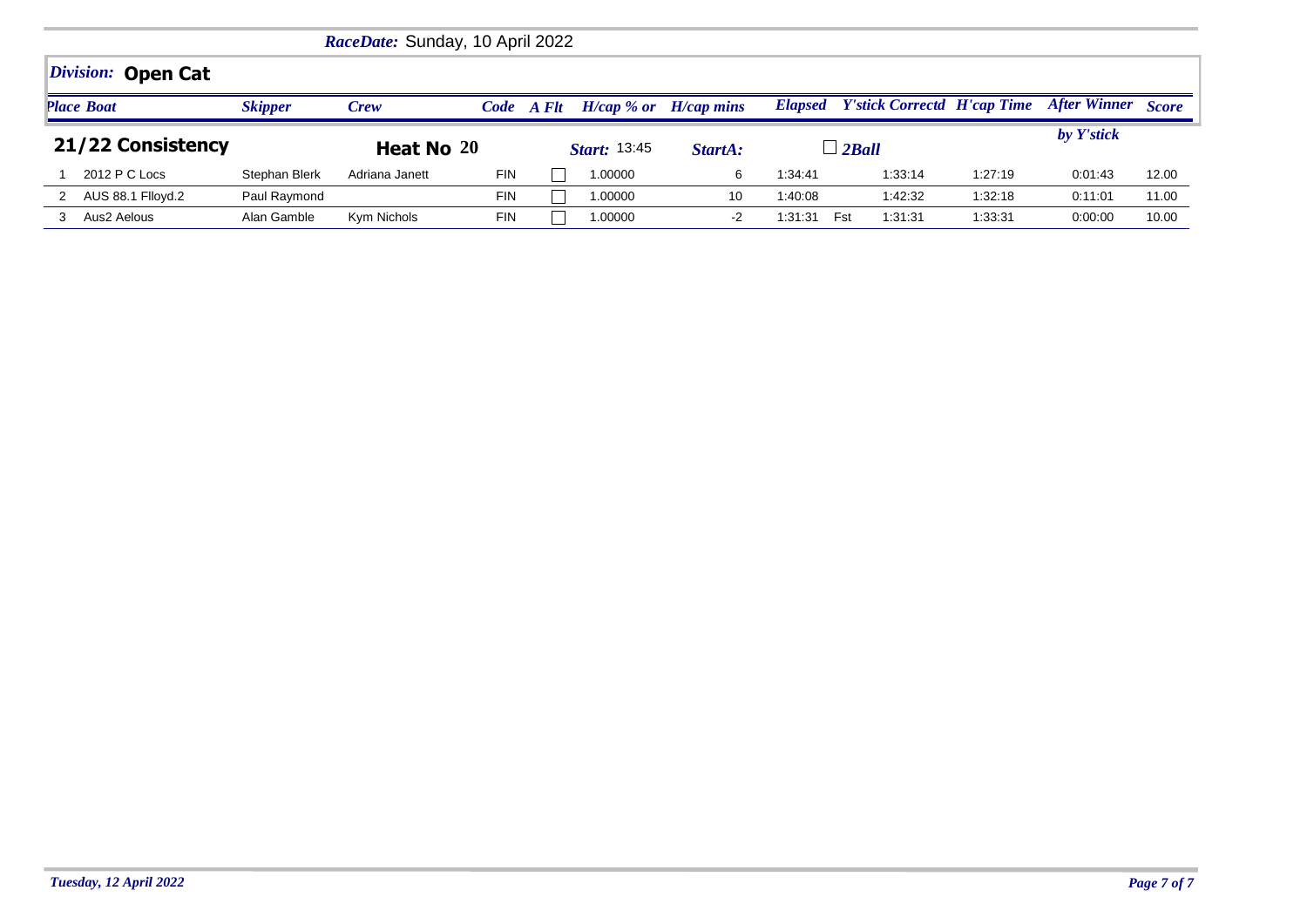*RaceDate:* Sunday, 10 April 2022

## *Division:* **Open Cat**

### 21/22 Consistency — Heat No 20 — *Start:* 13:45 — *StartA:* — ☐ *2Ball*

| Place | Boat | Skipper | Crew | Code | A Flt | H/cap % or | H/cap mins | Elapsed | | Y'stick Correctd | H'cap Time | After Winner by Y'stick | Score |
|---|---|---|---|---|---|---|---|---|---|---|---|---|---|
| 1 | 2012 P C Locs | Stephan Blerk | Adriana Janett | FIN | ☐ | 1.00000 | 6 | 1:34:41 | | 1:33:14 | 1:27:19 | 0:01:43 | 12.00 |
| 2 | AUS 88.1 Flloyd.2 | Paul Raymond | | FIN | ☐ | 1.00000 | 10 | 1:40:08 | | 1:42:32 | 1:32:18 | 0:11:01 | 11.00 |
| 3 | Aus2 Aelous | Alan Gamble | Kym Nichols | FIN | ☐ | 1.00000 | -2 | 1:31:31 | Fst | 1:31:31 | 1:33:31 | 0:00:00 | 10.00 |

*Tuesday, 12 April 2022*